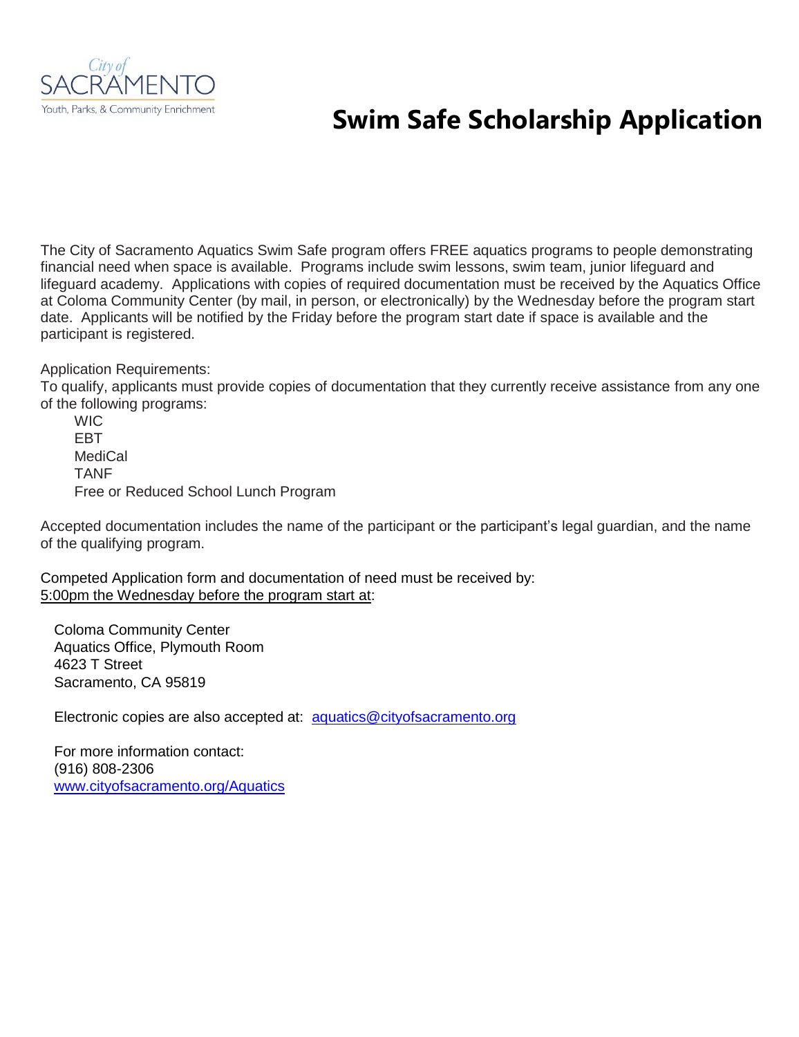City of SACRAMENTO
Youth, Parks, & Community Enrichment

# Swim Safe Scholarship Application

The City of Sacramento Aquatics Swim Safe program offers FREE aquatics programs to people demonstrating financial need when space is available. Programs include swim lessons, swim team, junior lifeguard and lifeguard academy. Applications with copies of required documentation must be received by the Aquatics Office at Coloma Community Center (by mail, in person, or electronically) by the Wednesday before the program start date. Applicants will be notified by the Friday before the program start date if space is available and the participant is registered.

Application Requirements:
To qualify, applicants must provide copies of documentation that they currently receive assistance from any one of the following programs:

- WIC
- EBT
- MediCal
- TANF
- Free or Reduced School Lunch Program

Accepted documentation includes the name of the participant or the participant's legal guardian, and the name of the qualifying program.

Competed Application form and documentation of need must be received by:
<u>5:00pm the Wednesday before the program start at</u>:

Coloma Community Center
Aquatics Office, Plymouth Room
4623 T Street
Sacramento, CA 95819

Electronic copies are also accepted at: aquatics@cityofsacramento.org

For more information contact:
(916) 808-2306
www.cityofsacramento.org/Aquatics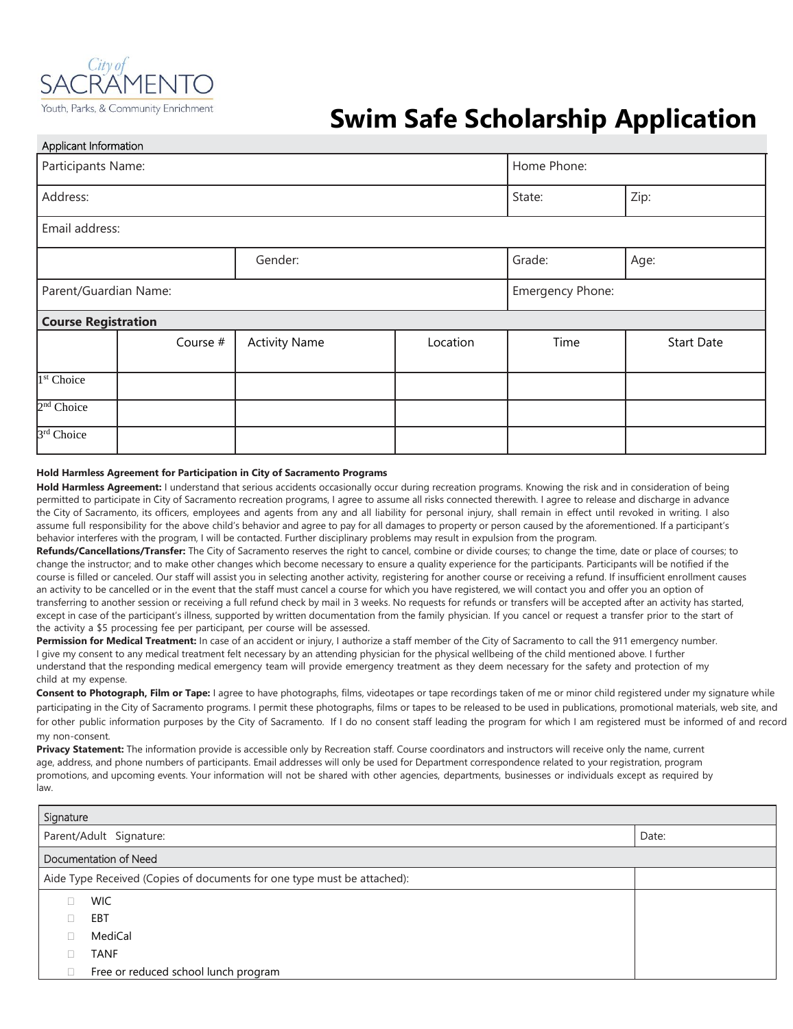City of SACRAMENTO
Youth, Parks, & Community Enrichment

# Swim Safe Scholarship Application

**Applicant Information**

| | | | |
|---|---|---|---|
| Participants Name: | | Home Phone: | |
| Address: | | State: | Zip: |
| Email address: | | | |
| | Gender: | Grade: | Age: |
| Parent/Guardian Name: | | Emergency Phone: | |

**Course Registration**

| | Course # | Activity Name | Location | Time | Start Date |
|---|---|---|---|---|---|
| 1st Choice | | | | | |
| 2nd Choice | | | | | |
| 3rd Choice | | | | | |

**Hold Harmless Agreement for Participation in City of Sacramento Programs**

**Hold Harmless Agreement:** I understand that serious accidents occasionally occur during recreation programs. Knowing the risk and in consideration of being permitted to participate in City of Sacramento recreation programs, I agree to assume all risks connected therewith. I agree to release and discharge in advance the City of Sacramento, its officers, employees and agents from any and all liability for personal injury, shall remain in effect until revoked in writing. I also assume full responsibility for the above child's behavior and agree to pay for all damages to property or person caused by the aforementioned. If a participant's behavior interferes with the program, I will be contacted. Further disciplinary problems may result in expulsion from the program.

**Refunds/Cancellations/Transfer:** The City of Sacramento reserves the right to cancel, combine or divide courses; to change the time, date or place of courses; to change the instructor; and to make other changes which become necessary to ensure a quality experience for the participants. Participants will be notified if the course is filled or canceled. Our staff will assist you in selecting another activity, registering for another course or receiving a refund. If insufficient enrollment causes an activity to be cancelled or in the event that the staff must cancel a course for which you have registered, we will contact you and offer you an option of transferring to another session or receiving a full refund check by mail in 3 weeks. No requests for refunds or transfers will be accepted after an activity has started, except in case of the participant's illness, supported by written documentation from the family physician. If you cancel or request a transfer prior to the start of the activity a $5 processing fee per participant, per course will be assessed.

**Permission for Medical Treatment:** In case of an accident or injury, I authorize a staff member of the City of Sacramento to call the 911 emergency number. I give my consent to any medical treatment felt necessary by an attending physician for the physical wellbeing of the child mentioned above. I further understand that the responding medical emergency team will provide emergency treatment as they deem necessary for the safety and protection of my child at my expense.

**Consent to Photograph, Film or Tape:** I agree to have photographs, films, videotapes or tape recordings taken of me or minor child registered under my signature while participating in the City of Sacramento programs. I permit these photographs, films or tapes to be released to be used in publications, promotional materials, web site, and for other public information purposes by the City of Sacramento. If I do no consent staff leading the program for which I am registered must be informed of and record my non-consent.

**Privacy Statement:** The information provide is accessible only by Recreation staff. Course coordinators and instructors will receive only the name, current age, address, and phone numbers of participants. Email addresses will only be used for Department correspondence related to your registration, program promotions, and upcoming events. Your information will not be shared with other agencies, departments, businesses or individuals except as required by law.

**Signature**

| | |
|---|---|
| Parent/Adult Signature: | Date: |

**Documentation of Need**

Aide Type Received (Copies of documents for one type must be attached):

- ☐ WIC
- ☐ EBT
- ☐ MediCal
- ☐ TANF
- ☐ Free or reduced school lunch program